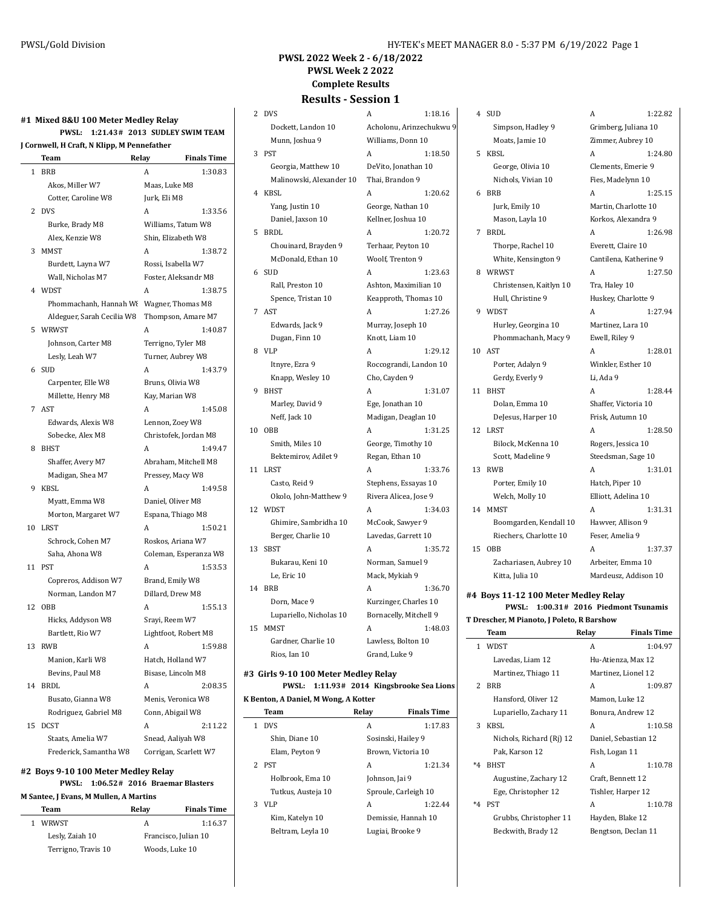# PWSL 2022 Week 2 - 6/18/2022

## PWSL Week 2 2022

### Complete Results

## Results - Session 1

### #1 Mixed 8&U 100 Meter Medley Relay

**PWSL: 1:21.43# 2013 SUDLEY SWIM TEAM**

**J Cornwell, H Craft, N Klipp, M Pennefather**

| | Team | Relay | Finals Time |
|---|---|---|---|
| 1 | BRB | A | 1:30.83 |
| | Akos, Miller W7 | Maas, Luke M8 | |
| | Cotter, Caroline W8 | Jurk, Eli M8 | |
| 2 | DVS | A | 1:33.56 |
| | Burke, Brady M8 | Williams, Tatum W8 | |
| | Alex, Kenzie W8 | Shin, Elizabeth W8 | |
| 3 | MMST | A | 1:38.72 |
| | Burdett, Layna W7 | Rossi, Isabella W7 | |
| | Wall, Nicholas M7 | Foster, Aleksandr M8 | |
| 4 | WDST | A | 1:38.75 |
| | Phommachanh, Hannah W8 | Wagner, Thomas M8 | |
| | Aldeguer, Sarah Cecilia W8 | Thompson, Amare M7 | |
| 5 | WRWST | A | 1:40.87 |
| | Johnson, Carter M8 | Terrigno, Tyler M8 | |
| | Lesly, Leah W7 | Turner, Aubrey W8 | |
| 6 | SUD | A | 1:43.79 |
| | Carpenter, Elle W8 | Bruns, Olivia W8 | |
| | Millette, Henry M8 | Kay, Marian W8 | |
| 7 | AST | A | 1:45.08 |
| | Edwards, Alexis W8 | Lennon, Zoey W8 | |
| | Sobecke, Alex M8 | Christofek, Jordan M8 | |
| 8 | BHST | A | 1:49.47 |
| | Shaffer, Avery M7 | Abraham, Mitchell M8 | |
| | Madigan, Shea M7 | Pressey, Macy W8 | |
| 9 | KBSL | A | 1:49.58 |
| | Myatt, Emma W8 | Daniel, Oliver M8 | |
| | Morton, Margaret W7 | Espana, Thiago M8 | |
| 10 | LRST | A | 1:50.21 |
| | Schrock, Cohen M7 | Roskos, Ariana W7 | |
| | Saha, Ahona W8 | Coleman, Esperanza W8 | |
| 11 | PST | A | 1:53.53 |
| | Copreros, Addison W7 | Brand, Emily W8 | |
| | Norman, Landon M7 | Dillard, Drew M8 | |
| 12 | OBB | A | 1:55.13 |
| | Hicks, Addyson W8 | Srayi, Reem W7 | |
| | Bartlett, Rio W7 | Lightfoot, Robert M8 | |
| 13 | RWB | A | 1:59.88 |
| | Manion, Karli W8 | Hatch, Holland W7 | |
| | Bevins, Paul M8 | Bisase, Lincoln M8 | |
| 14 | BRDL | A | 2:08.35 |
| | Busato, Gianna W8 | Menis, Veronica W8 | |
| | Rodriguez, Gabriel M8 | Conn, Abigail W8 | |
| 15 | DCST | A | 2:11.22 |
| | Staats, Amelia W7 | Snead, Aaliyah W8 | |
| | Frederick, Samantha W8 | Corrigan, Scarlett W7 | |

### #2 Boys 9-10 100 Meter Medley Relay

**PWSL: 1:06.52# 2016 Braemar Blasters**

**M Santee, J Evans, M Mullen, A Martins**

| | Team | Relay | Finals Time |
|---|---|---|---|
| 1 | WRWST | A | 1:16.37 |
| | Lesly, Zaiah 10 | Francisco, Julian 10 | |
| | Terrigno, Travis 10 | Woods, Luke 10 | |
| 2 | DVS | A | 1:18.16 |
| | Dockett, Landon 10 | Acholonu, Arinzechukwu 9 | |
| | Munn, Joshua 9 | Williams, Donn 10 | |
| 3 | PST | A | 1:18.50 |
| | Georgia, Matthew 10 | DeVito, Jonathan 10 | |
| | Malinowski, Alexander 10 | Thai, Brandon 9 | |
| 4 | KBSL | A | 1:20.62 |
| | Yang, Justin 10 | George, Nathan 10 | |
| | Daniel, Jaxson 10 | Kellner, Joshua 10 | |
| 5 | BRDL | A | 1:20.72 |
| | Chouinard, Brayden 9 | Terhaar, Peyton 10 | |
| | McDonald, Ethan 10 | Woolf, Trenton 9 | |
| 6 | SUD | A | 1:23.63 |
| | Rall, Preston 10 | Ashton, Maximilian 10 | |
| | Spence, Tristan 10 | Keapproth, Thomas 10 | |
| 7 | AST | A | 1:27.26 |
| | Edwards, Jack 9 | Murray, Joseph 10 | |
| | Dugan, Finn 10 | Knott, Liam 10 | |
| 8 | VLP | A | 1:29.12 |
| | Itnyre, Ezra 9 | Roccograndi, Landon 10 | |
| | Knapp, Wesley 10 | Cho, Cayden 9 | |
| 9 | BHST | A | 1:31.07 |
| | Marley, David 9 | Ege, Jonathan 10 | |
| | Neff, Jack 10 | Madigan, Deaglan 10 | |
| 10 | OBB | A | 1:31.25 |
| | Smith, Miles 10 | George, Timothy 10 | |
| | Bektemirov, Adilet 9 | Regan, Ethan 10 | |
| 11 | LRST | A | 1:33.76 |
| | Casto, Reid 9 | Stephens, Essayas 10 | |
| | Okolo, John-Matthew 9 | Rivera Alicea, Jose 9 | |
| 12 | WDST | A | 1:34.03 |
| | Ghimire, Sambridha 10 | McCook, Sawyer 9 | |
| | Berger, Charlie 10 | Lavedas, Garrett 10 | |
| 13 | SBST | A | 1:35.72 |
| | Bukarau, Keni 10 | Norman, Samuel 9 | |
| | Le, Eric 10 | Mack, Mykiah 9 | |
| 14 | BRB | A | 1:36.70 |
| | Dorn, Mace 9 | Kurzinger, Charles 10 | |
| | Lupariello, Nicholas 10 | Bornacelly, Mitchell 9 | |
| 15 | MMST | A | 1:48.03 |
| | Gardner, Charlie 10 | Lawless, Bolton 10 | |
| | Rios, Ian 10 | Grand, Luke 9 | |

### #3 Girls 9-10 100 Meter Medley Relay

**PWSL: 1:11.93# 2014 Kingsbrooke Sea Lions**

**K Benton, A Daniel, M Wong, A Kotter**

| | Team | Relay | Finals Time |
|---|---|---|---|
| 1 | DVS | A | 1:17.83 |
| | Shin, Diane 10 | Sosinski, Hailey 9 | |
| | Elam, Peyton 9 | Brown, Victoria 10 | |
| 2 | PST | A | 1:21.34 |
| | Holbrook, Ema 10 | Johnson, Jai 9 | |
| | Tutkus, Austeja 10 | Sproule, Carleigh 10 | |
| 3 | VLP | A | 1:22.44 |
| | Kim, Katelyn 10 | Demissie, Hannah 10 | |
| | Beltram, Leyla 10 | Lugiai, Brooke 9 | |
| 4 | SUD | A | 1:22.82 |
| | Simpson, Hadley 9 | Grimberg, Juliana 10 | |
| | Moats, Jamie 10 | Zimmer, Aubrey 10 | |
| 5 | KBSL | A | 1:24.80 |
| | George, Olivia 10 | Clements, Emerie 9 | |
| | Nichols, Vivian 10 | Fies, Madelynn 10 | |
| 6 | BRB | A | 1:25.15 |
| | Jurk, Emily 10 | Martin, Charlotte 10 | |
| | Mason, Layla 10 | Korkos, Alexandra 9 | |
| 7 | BRDL | A | 1:26.98 |
| | Thorpe, Rachel 10 | Everett, Claire 10 | |
| | White, Kensington 9 | Cantilena, Katherine 9 | |
| 8 | WRWST | A | 1:27.50 |
| | Christensen, Kaitlyn 10 | Tra, Haley 10 | |
| | Hull, Christine 9 | Huskey, Charlotte 9 | |
| 9 | WDST | A | 1:27.94 |
| | Hurley, Georgina 10 | Martinez, Lara 10 | |
| | Phommachanh, Macy 9 | Ewell, Riley 9 | |
| 10 | AST | A | 1:28.01 |
| | Porter, Adalyn 9 | Winkler, Esther 10 | |
| | Gerdy, Everly 9 | Li, Ada 9 | |
| 11 | BHST | A | 1:28.44 |
| | Dolan, Emma 10 | Shaffer, Victoria 10 | |
| | DeJesus, Harper 10 | Frisk, Autumn 10 | |
| 12 | LRST | A | 1:28.50 |
| | Bilock, McKenna 10 | Rogers, Jessica 10 | |
| | Scott, Madeline 9 | Steedsman, Sage 10 | |
| 13 | RWB | A | 1:31.01 |
| | Porter, Emily 10 | Hatch, Piper 10 | |
| | Welch, Molly 10 | Elliott, Adelina 10 | |
| 14 | MMST | A | 1:31.31 |
| | Boomgarden, Kendall 10 | Hawver, Allison 9 | |
| | Riechers, Charlotte 10 | Feser, Amelia 9 | |
| 15 | OBB | A | 1:37.37 |
| | Zachariasen, Aubrey 10 | Arbeiter, Emma 10 | |
| | Kitta, Julia 10 | Mardeusz, Addison 10 | |

### #4 Boys 11-12 100 Meter Medley Relay

**PWSL: 1:00.31# 2016 Piedmont Tsunamis**

**T Drescher, M Pianoto, J Poleto, R Barshow**

| | Team | Relay | Finals Time |
|---|---|---|---|
| 1 | WDST | A | 1:04.97 |
| | Lavedas, Liam 12 | Hu-Atienza, Max 12 | |
| | Martinez, Thiago 11 | Martinez, Lionel 12 | |
| 2 | BRB | A | 1:09.87 |
| | Hansford, Oliver 12 | Mamon, Luke 12 | |
| | Lupariello, Zachary 11 | Bonura, Andrew 12 | |
| 3 | KBSL | A | 1:10.58 |
| | Nichols, Richard (Rj) 12 | Daniel, Sebastian 12 | |
| | Pak, Karson 12 | Fish, Logan 11 | |
| *4 | BHST | A | 1:10.78 |
| | Augustine, Zachary 12 | Craft, Bennett 12 | |
| | Ege, Christopher 12 | Tishler, Harper 12 | |
| *4 | PST | A | 1:10.78 |
| | Grubbs, Christopher 11 | Hayden, Blake 12 | |
| | Beckwith, Brady 12 | Bengtson, Declan 11 | |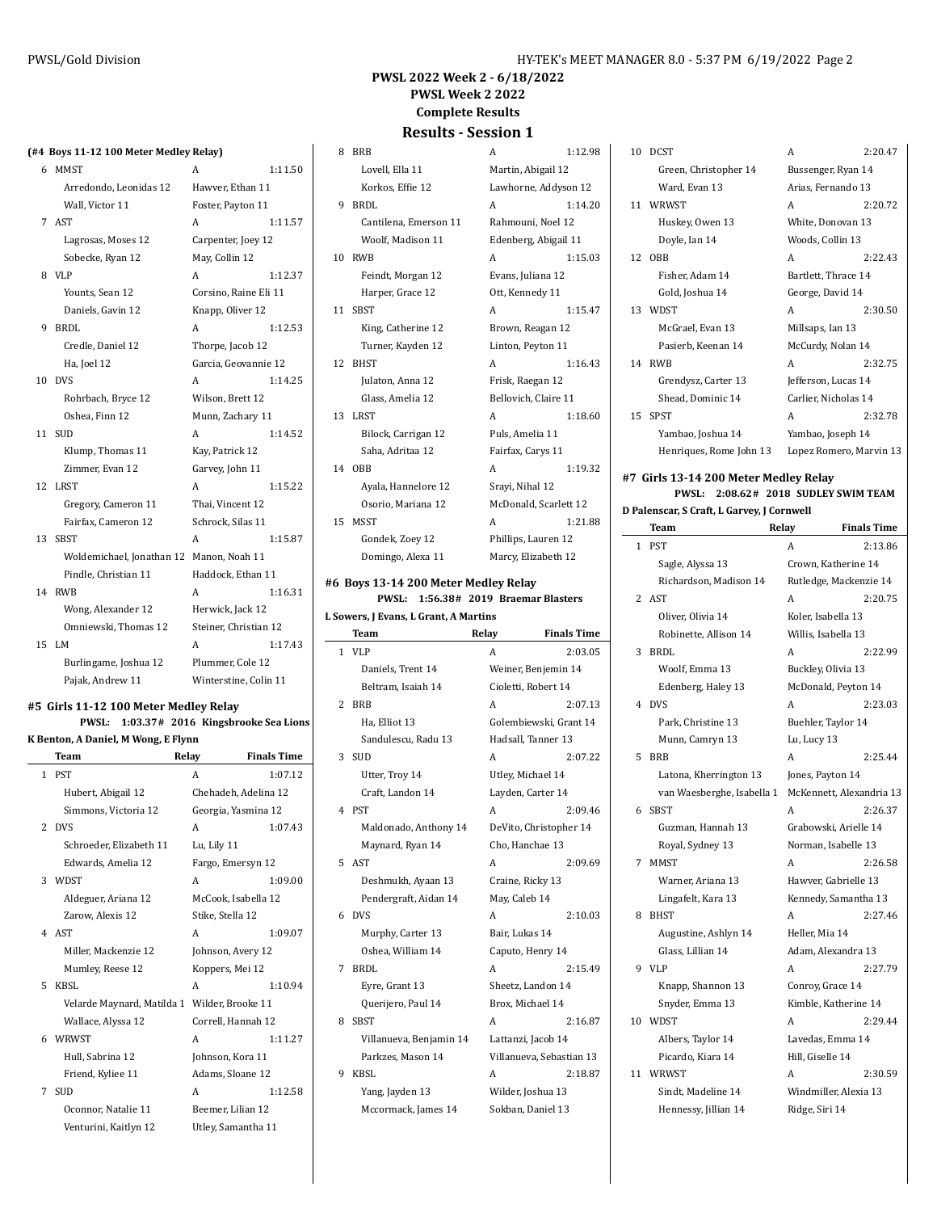## PWSL 2022 Week 2 - 6/18/2022
### PWSL Week 2 2022
### Complete Results
## Results - Session 1

#### (#4 Boys 11-12 100 Meter Medley Relay)

| | Team | Relay | Finals Time |
|---|---|---|---|
| 6 | MMST | A | 1:11.50 |
| | Arredondo, Leonidas 12 | Hawver, Ethan 11 | |
| | Wall, Victor 11 | Foster, Payton 11 | |
| 7 | AST | A | 1:11.57 |
| | Lagrosas, Moses 12 | Carpenter, Joey 12 | |
| | Sobecke, Ryan 12 | May, Collin 12 | |
| 8 | VLP | A | 1:12.37 |
| | Younts, Sean 12 | Corsino, Raine Eli 11 | |
| | Daniels, Gavin 12 | Knapp, Oliver 12 | |
| 9 | BRDL | A | 1:12.53 |
| | Credle, Daniel 12 | Thorpe, Jacob 12 | |
| | Ha, Joel 12 | Garcia, Geovannie 12 | |
| 10 | DVS | A | 1:14.25 |
| | Rohrbach, Bryce 12 | Wilson, Brett 12 | |
| | Oshea, Finn 12 | Munn, Zachary 11 | |
| 11 | SUD | A | 1:14.52 |
| | Klump, Thomas 11 | Kay, Patrick 12 | |
| | Zimmer, Evan 12 | Garvey, John 11 | |
| 12 | LRST | A | 1:15.22 |
| | Gregory, Cameron 11 | Thai, Vincent 12 | |
| | Fairfax, Cameron 12 | Schrock, Silas 11 | |
| 13 | SBST | A | 1:15.87 |
| | Woldemichael, Jonathan 12 | Manon, Noah 11 | |
| | Pindle, Christian 11 | Haddock, Ethan 11 | |
| 14 | RWB | A | 1:16.31 |
| | Wong, Alexander 12 | Herwick, Jack 12 | |
| | Omniewski, Thomas 12 | Steiner, Christian 12 | |
| 15 | LM | A | 1:17.43 |
| | Burlingame, Joshua 12 | Plummer, Cole 12 | |
| | Pajak, Andrew 11 | Winterstine, Colin 11 | |

#### #5 Girls 11-12 100 Meter Medley Relay

**PWSL: 1:03.37# 2016 Kingsbrooke Sea Lions**
**K Benton, A Daniel, M Wong, E Flynn**

| | Team | Relay | Finals Time |
|---|---|---|---|
| 1 | PST | A | 1:07.12 |
| | Hubert, Abigail 12 | Chehadeh, Adelina 12 | |
| | Simmons, Victoria 12 | Georgia, Yasmina 12 | |
| 2 | DVS | A | 1:07.43 |
| | Schroeder, Elizabeth 11 | Lu, Lily 11 | |
| | Edwards, Amelia 12 | Fargo, Emersyn 12 | |
| 3 | WDST | A | 1:09.00 |
| | Aldeguer, Ariana 12 | McCook, Isabella 12 | |
| | Zarow, Alexis 12 | Stike, Stella 12 | |
| 4 | AST | A | 1:09.07 |
| | Miller, Mackenzie 12 | Johnson, Avery 12 | |
| | Mumley, Reese 12 | Koppers, Mei 12 | |
| 5 | KBSL | A | 1:10.94 |
| | Velarde Maynard, Matilda 1 | Wilder, Brooke 11 | |
| | Wallace, Alyssa 12 | Correll, Hannah 12 | |
| 6 | WRWST | A | 1:11.27 |
| | Hull, Sabrina 12 | Johnson, Kora 11 | |
| | Friend, Kyliee 11 | Adams, Sloane 12 | |
| 7 | SUD | A | 1:12.58 |
| | Oconnor, Natalie 11 | Beemer, Lilian 12 | |
| | Venturini, Kaitlyn 12 | Utley, Samantha 11 | |
| 8 | BRB | A | 1:12.98 |
| | Lovell, Ella 11 | Martin, Abigail 12 | |
| | Korkos, Effie 12 | Lawhorne, Addyson 12 | |
| 9 | BRDL | A | 1:14.20 |
| | Cantilena, Emerson 11 | Rahmouni, Noel 12 | |
| | Woolf, Madison 11 | Edenberg, Abigail 11 | |
| 10 | RWB | A | 1:15.03 |
| | Feindt, Morgan 12 | Evans, Juliana 12 | |
| | Harper, Grace 12 | Ott, Kennedy 11 | |
| 11 | SBST | A | 1:15.47 |
| | King, Catherine 12 | Brown, Reagan 12 | |
| | Turner, Kayden 12 | Linton, Peyton 11 | |
| 12 | BHST | A | 1:16.43 |
| | Julaton, Anna 12 | Frisk, Raegan 12 | |
| | Glass, Amelia 12 | Bellovich, Claire 11 | |
| 13 | LRST | A | 1:18.60 |
| | Bilock, Carrigan 12 | Puls, Amelia 11 | |
| | Saha, Aditaa 12 | Fairfax, Carys 11 | |
| 14 | OBB | A | 1:19.32 |
| | Ayala, Hannelore 12 | Srayi, Nihal 12 | |
| | Osorio, Mariana 12 | McDonald, Scarlett 12 | |
| 15 | MSST | A | 1:21.88 |
| | Gondek, Zoey 12 | Phillips, Lauren 12 | |
| | Domingo, Alexa 11 | Marcy, Elizabeth 12 | |

#### #6 Boys 13-14 200 Meter Medley Relay

**PWSL: 1:56.38# 2019 Braemar Blasters**
**L Sowers, J Evans, L Grant, A Martins**

| | Team | Relay | Finals Time |
|---|---|---|---|
| 1 | VLP | A | 2:03.05 |
| | Daniels, Trent 14 | Weiner, Benjamin 14 | |
| | Beltram, Isaiah 14 | Cioletti, Robert 14 | |
| 2 | BRB | A | 2:07.13 |
| | Ha, Elliot 13 | Golembiewski, Grant 14 | |
| | Sandulescu, Radu 13 | Hadsall, Tanner 13 | |
| 3 | SUD | A | 2:07.22 |
| | Utter, Troy 14 | Utley, Michael 14 | |
| | Craft, Landon 14 | Layden, Carter 14 | |
| 4 | PST | A | 2:09.46 |
| | Maldonado, Anthony 14 | DeVito, Christopher 14 | |
| | Maynard, Ryan 14 | Cho, Hanchae 13 | |
| 5 | AST | A | 2:09.69 |
| | Deshmukh, Ayaan 13 | Craine, Ricky 13 | |
| | Pendergraft, Aidan 14 | May, Caleb 14 | |
| 6 | DVS | A | 2:10.03 |
| | Murphy, Carter 13 | Bair, Lukas 14 | |
| | Oshea, William 14 | Caputo, Henry 14 | |
| 7 | BRDL | A | 2:15.49 |
| | Eyre, Grant 13 | Sheetz, Landon 14 | |
| | Querijero, Paul 14 | Brox, Michael 14 | |
| 8 | SBST | A | 2:16.87 |
| | Villanueva, Benjamin 14 | Lattanzi, Jacob 14 | |
| | Parkzes, Mason 14 | Villanueva, Sebastian 13 | |
| 9 | KBSL | A | 2:18.87 |
| | Yang, Jayden 13 | Wilder, Joshua 13 | |
| | Mccormack, James 14 | Sokban, Daniel 13 | |
| 10 | DCST | A | 2:20.47 |
| | Green, Christopher 14 | Bussenger, Ryan 14 | |
| | Ward, Evan 13 | Arias, Fernando 13 | |
| 11 | WRWST | A | 2:20.72 |
| | Huskey, Owen 13 | White, Donovan 13 | |
| | Doyle, Ian 14 | Woods, Collin 13 | |
| 12 | OBB | A | 2:22.43 |
| | Fisher, Adam 14 | Bartlett, Thrace 14 | |
| | Gold, Joshua 14 | George, David 14 | |
| 13 | WDST | A | 2:30.50 |
| | McGrael, Evan 13 | Millsaps, Ian 13 | |
| | Pasierb, Keenan 14 | McCurdy, Nolan 14 | |
| 14 | RWB | A | 2:32.75 |
| | Grendysz, Carter 13 | Jefferson, Lucas 14 | |
| | Shead, Dominic 14 | Carlier, Nicholas 14 | |
| 15 | SPST | A | 2:32.78 |
| | Yambao, Joshua 14 | Yambao, Joseph 14 | |
| | Henriques, Rome John 13 | Lopez Romero, Marvin 13 | |

#### #7 Girls 13-14 200 Meter Medley Relay

**PWSL: 2:08.62# 2018 SUDLEY SWIM TEAM**
**D Palenscar, S Craft, L Garvey, J Cornwell**

| | Team | Relay | Finals Time |
|---|---|---|---|
| 1 | PST | A | 2:13.86 |
| | Sagle, Alyssa 13 | Crown, Katherine 14 | |
| | Richardson, Madison 14 | Rutledge, Mackenzie 14 | |
| 2 | AST | A | 2:20.75 |
| | Oliver, Olivia 14 | Koler, Isabella 13 | |
| | Robinette, Allison 14 | Willis, Isabella 13 | |
| 3 | BRDL | A | 2:22.99 |
| | Woolf, Emma 13 | Buckley, Olivia 13 | |
| | Edenberg, Haley 13 | McDonald, Peyton 14 | |
| 4 | DVS | A | 2:23.03 |
| | Park, Christine 13 | Buehler, Taylor 14 | |
| | Munn, Camryn 13 | Lu, Lucy 13 | |
| 5 | BRB | A | 2:25.44 |
| | Latona, Kherrington 13 | Jones, Payton 14 | |
| | van Waesberghe, Isabella 1 | McKennett, Alexandria 13 | |
| 6 | SBST | A | 2:26.37 |
| | Guzman, Hannah 13 | Grabowski, Arielle 14 | |
| | Royal, Sydney 13 | Norman, Isabelle 13 | |
| 7 | MMST | A | 2:26.58 |
| | Warner, Ariana 13 | Hawver, Gabrielle 13 | |
| | Lingafelt, Kara 13 | Kennedy, Samantha 13 | |
| 8 | BHST | A | 2:27.46 |
| | Augustine, Ashlyn 14 | Heller, Mia 14 | |
| | Glass, Lillian 14 | Adam, Alexandra 13 | |
| 9 | VLP | A | 2:27.79 |
| | Knapp, Shannon 13 | Conroy, Grace 14 | |
| | Snyder, Emma 13 | Kimble, Katherine 14 | |
| 10 | WDST | A | 2:29.44 |
| | Albers, Taylor 14 | Lavedas, Emma 14 | |
| | Picardo, Kiara 14 | Hill, Giselle 14 | |
| 11 | WRWST | A | 2:30.59 |
| | Sindt, Madeline 14 | Windmiller, Alexia 13 | |
| | Hennessy, Jillian 14 | Ridge, Siri 14 | |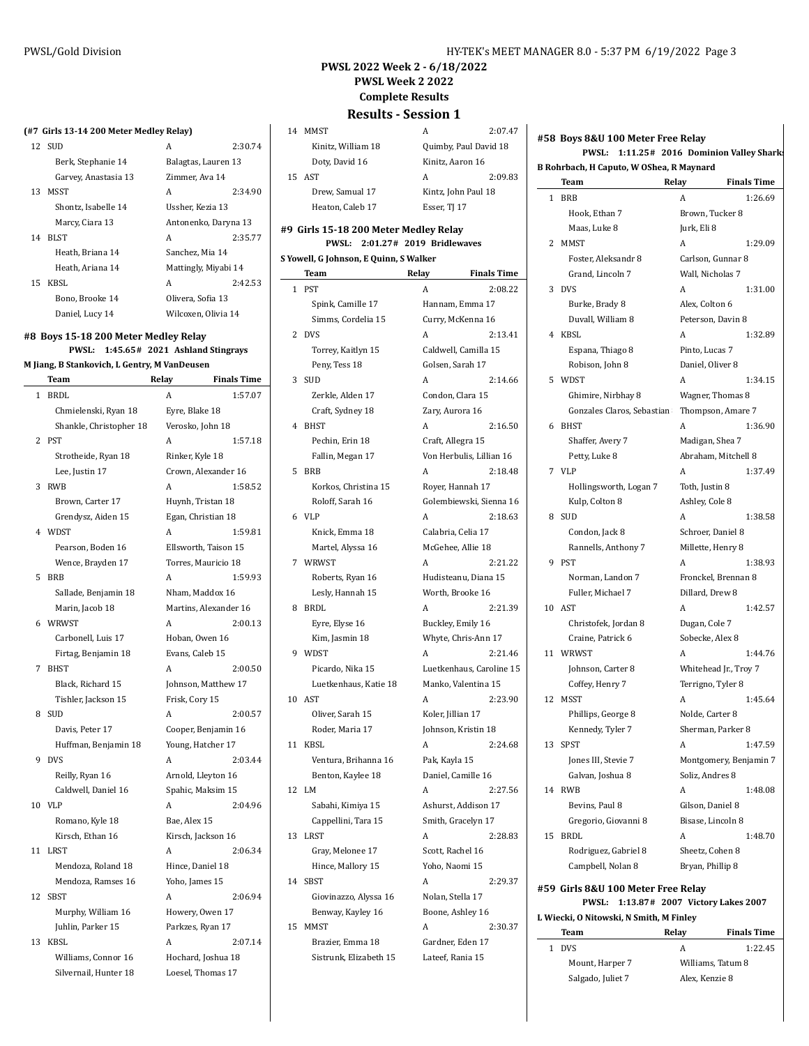## PWSL 2022 Week 2 - 6/18/2022
### PWSL Week 2 2022
### Complete Results
## Results - Session 1

**(#7 Girls 13-14 200 Meter Medley Relay)**

| | Team | Relay | Finals Time |
|---|---|---|---|
| 12 | SUD | A | 2:30.74 |
| | Berk, Stephanie 14 | Balagtas, Lauren 13 | |
| | Garvey, Anastasia 13 | Zimmer, Ava 14 | |
| 13 | MSST | A | 2:34.90 |
| | Shontz, Isabelle 14 | Ussher, Kezia 13 | |
| | Marcy, Ciara 13 | Antonenko, Daryna 13 | |
| 14 | BLST | A | 2:35.77 |
| | Heath, Briana 14 | Sanchez, Mia 14 | |
| | Heath, Ariana 14 | Mattingly, Miyabi 14 | |
| 15 | KBSL | A | 2:42.53 |
| | Bono, Brooke 14 | Olivera, Sofia 13 | |
| | Daniel, Lucy 14 | Wilcoxen, Olivia 14 | |

### #8 Boys 15-18 200 Meter Medley Relay

**PWSL: 1:45.65# 2021 Ashland Stingrays**
**M Jiang, B Stankovich, L Gentry, M VanDeusen**

| | Team | Relay | Finals Time |
|---|---|---|---|
| 1 | BRDL | A | 1:57.07 |
| | Chmielenski, Ryan 18 | Eyre, Blake 18 | |
| | Shankle, Christopher 18 | Verosko, John 18 | |
| 2 | PST | A | 1:57.18 |
| | Strotheide, Ryan 18 | Rinker, Kyle 18 | |
| | Lee, Justin 17 | Crown, Alexander 16 | |
| 3 | RWB | A | 1:58.52 |
| | Brown, Carter 17 | Huynh, Tristan 18 | |
| | Grendysz, Aiden 15 | Egan, Christian 18 | |
| 4 | WDST | A | 1:59.81 |
| | Pearson, Boden 16 | Ellsworth, Taison 15 | |
| | Wence, Brayden 17 | Torres, Mauricio 18 | |
| 5 | BRB | A | 1:59.93 |
| | Sallade, Benjamin 18 | Nham, Maddox 16 | |
| | Marin, Jacob 18 | Martins, Alexander 16 | |
| 6 | WRWST | A | 2:00.13 |
| | Carbonell, Luis 17 | Hoban, Owen 16 | |
| | Firtag, Benjamin 18 | Evans, Caleb 15 | |
| 7 | BHST | A | 2:00.50 |
| | Black, Richard 15 | Johnson, Matthew 17 | |
| | Tishler, Jackson 15 | Frisk, Cory 15 | |
| 8 | SUD | A | 2:00.57 |
| | Davis, Peter 17 | Cooper, Benjamin 16 | |
| | Huffman, Benjamin 18 | Young, Hatcher 17 | |
| 9 | DVS | A | 2:03.44 |
| | Reilly, Ryan 16 | Arnold, Lleyton 16 | |
| | Caldwell, Daniel 16 | Spahic, Maksim 15 | |
| 10 | VLP | A | 2:04.96 |
| | Romano, Kyle 18 | Bae, Alex 15 | |
| | Kirsch, Ethan 16 | Kirsch, Jackson 16 | |
| 11 | LRST | A | 2:06.34 |
| | Mendoza, Roland 18 | Hince, Daniel 18 | |
| | Mendoza, Ramses 16 | Yoho, James 15 | |
| 12 | SBST | A | 2:06.94 |
| | Murphy, William 16 | Howery, Owen 17 | |
| | Juhlin, Parker 15 | Parkzes, Ryan 17 | |
| 13 | KBSL | A | 2:07.14 |
| | Williams, Connor 16 | Hochard, Joshua 18 | |
| | Silvernail, Hunter 18 | Loesel, Thomas 17 | |
| 14 | MMST | A | 2:07.47 |
| | Kinitz, William 18 | Quimby, Paul David 18 | |
| | Doty, David 16 | Kinitz, Aaron 16 | |
| 15 | AST | A | 2:09.83 |
| | Drew, Samual 17 | Kintz, John Paul 18 | |
| | Heaton, Caleb 17 | Esser, TJ 17 | |

### #9 Girls 15-18 200 Meter Medley Relay

**PWSL: 2:01.27# 2019 Bridlewaves**
**S Yowell, G Johnson, E Quinn, S Walker**

| | Team | Relay | Finals Time |
|---|---|---|---|
| 1 | PST | A | 2:08.22 |
| | Spink, Camille 17 | Hannam, Emma 17 | |
| | Simms, Cordelia 15 | Curry, McKenna 16 | |
| 2 | DVS | A | 2:13.41 |
| | Torrey, Kaitlyn 15 | Caldwell, Camilla 15 | |
| | Peny, Tess 18 | Golsen, Sarah 17 | |
| 3 | SUD | A | 2:14.66 |
| | Zerkle, Alden 17 | Condon, Clara 15 | |
| | Craft, Sydney 18 | Zary, Aurora 16 | |
| 4 | BHST | A | 2:16.50 |
| | Pechin, Erin 18 | Craft, Allegra 15 | |
| | Fallin, Megan 17 | Von Herbulis, Lillian 16 | |
| 5 | BRB | A | 2:18.48 |
| | Korkos, Christina 15 | Royer, Hannah 17 | |
| | Roloff, Sarah 16 | Golembiewski, Sienna 16 | |
| 6 | VLP | A | 2:18.63 |
| | Knick, Emma 18 | Calabria, Celia 17 | |
| | Martel, Alyssa 16 | McGehee, Allie 18 | |
| 7 | WRWST | A | 2:21.22 |
| | Roberts, Ryan 16 | Hudisteanu, Diana 15 | |
| | Lesly, Hannah 15 | Worth, Brooke 16 | |
| 8 | BRDL | A | 2:21.39 |
| | Eyre, Elyse 16 | Buckley, Emily 16 | |
| | Kim, Jasmin 18 | Whyte, Chris-Ann 17 | |
| 9 | WDST | A | 2:21.46 |
| | Picardo, Nika 15 | Luetkenhaus, Caroline 15 | |
| | Luetkenhaus, Katie 18 | Manko, Valentina 15 | |
| 10 | AST | A | 2:23.90 |
| | Oliver, Sarah 15 | Koler, Jillian 17 | |
| | Roder, Maria 17 | Johnson, Kristin 18 | |
| 11 | KBSL | A | 2:24.68 |
| | Ventura, Brihanna 16 | Pak, Kayla 15 | |
| | Benton, Kaylee 18 | Daniel, Camille 16 | |
| 12 | LM | A | 2:27.56 |
| | Sabahi, Kimiya 15 | Ashurst, Addison 17 | |
| | Cappellini, Tara 15 | Smith, Gracelyn 17 | |
| 13 | LRST | A | 2:28.83 |
| | Gray, Melonee 17 | Scott, Rachel 16 | |
| | Hince, Mallory 15 | Yoho, Naomi 15 | |
| 14 | SBST | A | 2:29.37 |
| | Giovinazzo, Alyssa 16 | Nolan, Stella 17 | |
| | Benway, Kayley 16 | Boone, Ashley 16 | |
| 15 | MMST | A | 2:30.37 |
| | Brazier, Emma 18 | Gardner, Eden 17 | |
| | Sistrunk, Elizabeth 15 | Lateef, Rania 15 | |

### #58 Boys 8&U 100 Meter Free Relay

**PWSL: 1:11.25# 2016 Dominion Valley Sharks**
**B Rohrbach, H Caputo, W OShea, R Maynard**

| | Team | Relay | Finals Time |
|---|---|---|---|
| 1 | BRB | A | 1:26.69 |
| | Hook, Ethan 7 | Brown, Tucker 8 | |
| | Maas, Luke 8 | Jurk, Eli 8 | |
| 2 | MMST | A | 1:29.09 |
| | Foster, Aleksandr 8 | Carlson, Gunnar 8 | |
| | Grand, Lincoln 7 | Wall, Nicholas 7 | |
| 3 | DVS | A | 1:31.00 |
| | Burke, Brady 8 | Alex, Colton 6 | |
| | Duvall, William 8 | Peterson, Davin 8 | |
| 4 | KBSL | A | 1:32.89 |
| | Espana, Thiago 8 | Pinto, Lucas 7 | |
| | Robison, John 8 | Daniel, Oliver 8 | |
| 5 | WDST | A | 1:34.15 |
| | Ghimire, Nirbhay 8 | Wagner, Thomas 8 | |
| | Gonzales Claros, Sebastian | Thompson, Amare 7 | |
| 6 | BHST | A | 1:36.90 |
| | Shaffer, Avery 7 | Madigan, Shea 7 | |
| | Petty, Luke 8 | Abraham, Mitchell 8 | |
| 7 | VLP | A | 1:37.49 |
| | Hollingsworth, Logan 7 | Toth, Justin 8 | |
| | Kulp, Colton 8 | Ashley, Cole 8 | |
| 8 | SUD | A | 1:38.58 |
| | Condon, Jack 8 | Schroer, Daniel 8 | |
| | Rannells, Anthony 7 | Millette, Henry 8 | |
| 9 | PST | A | 1:38.93 |
| | Norman, Landon 7 | Fronckel, Brennan 8 | |
| | Fuller, Michael 7 | Dillard, Drew 8 | |
| 10 | AST | A | 1:42.57 |
| | Christofek, Jordan 8 | Dugan, Cole 7 | |
| | Craine, Patrick 6 | Sobecke, Alex 8 | |
| 11 | WRWST | A | 1:44.76 |
| | Johnson, Carter 8 | Whitehead Jr., Troy 7 | |
| | Coffey, Henry 7 | Terrigno, Tyler 8 | |
| 12 | MSST | A | 1:45.64 |
| | Phillips, George 8 | Nolde, Carter 8 | |
| | Kennedy, Tyler 7 | Sherman, Parker 8 | |
| 13 | SPST | A | 1:47.59 |
| | Jones III, Stevie 7 | Montgomery, Benjamin 7 | |
| | Galvan, Joshua 8 | Soliz, Andres 8 | |
| 14 | RWB | A | 1:48.08 |
| | Bevins, Paul 8 | Gilson, Daniel 8 | |
| | Gregorio, Giovanni 8 | Bisase, Lincoln 8 | |
| 15 | BRDL | A | 1:48.70 |
| | Rodriguez, Gabriel 8 | Sheetz, Cohen 8 | |
| | Campbell, Nolan 8 | Bryan, Phillip 8 | |

### #59 Girls 8&U 100 Meter Free Relay

**PWSL: 1:13.87# 2007 Victory Lakes 2007**
**L Wiecki, O Nitowski, N Smith, M Finley**

| | Team | Relay | Finals Time |
|---|---|---|---|
| 1 | DVS | A | 1:22.45 |
| | Mount, Harper 7 | Williams, Tatum 8 | |
| | Salgado, Juliet 7 | Alex, Kenzie 8 | |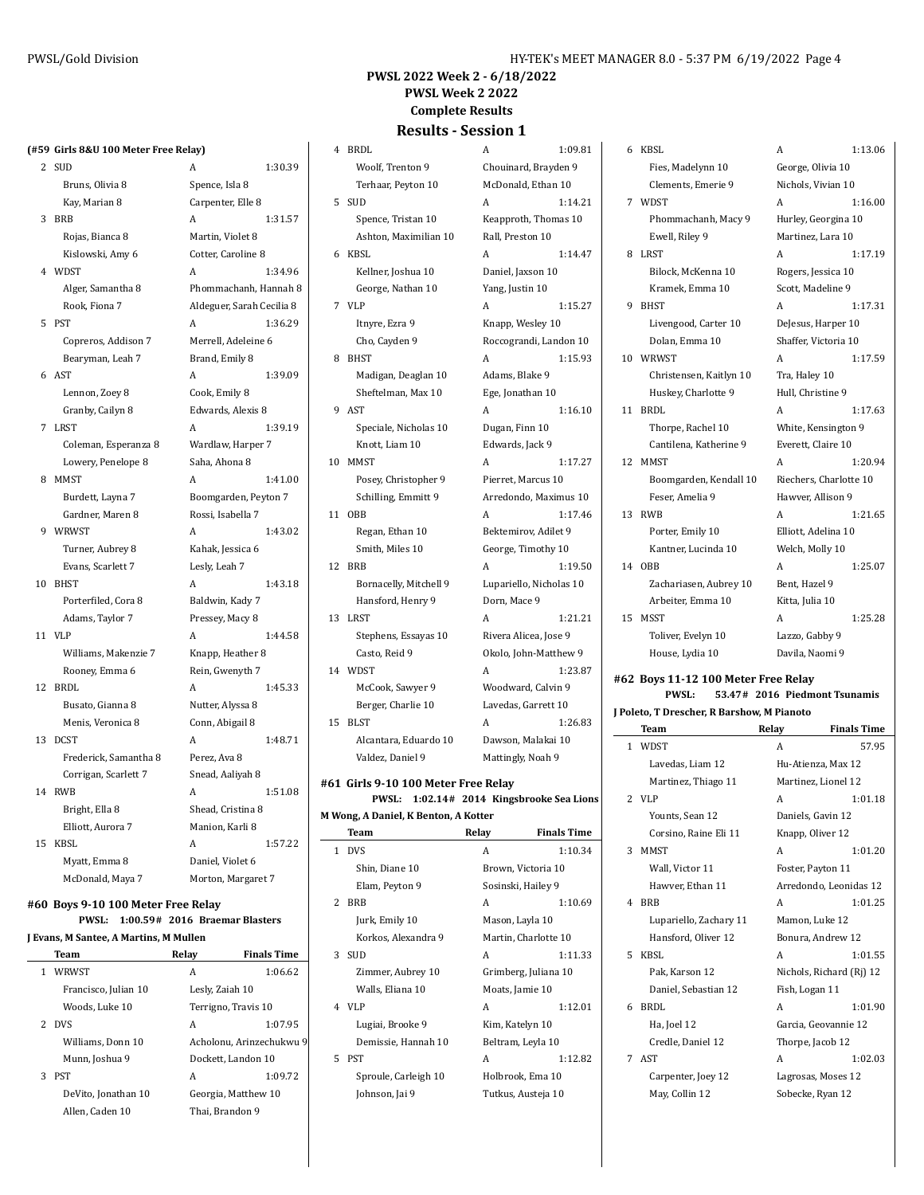# PWSL 2022 Week 2 - 6/18/2022

## PWSL Week 2 2022

### Complete Results

## Results - Session 1

### (#59 Girls 8&U 100 Meter Free Relay)

| | Team | Relay | Finals Time |
|---|---|---|---|
| 2 | SUD | A | 1:30.39 |
| | Bruns, Olivia 8 | Spence, Isla 8 | |
| | Kay, Marian 8 | Carpenter, Elle 8 | |
| 3 | BRB | A | 1:31.57 |
| | Rojas, Bianca 8 | Martin, Violet 8 | |
| | Kislowski, Amy 6 | Cotter, Caroline 8 | |
| 4 | WDST | A | 1:34.96 |
| | Alger, Samantha 8 | Phommachanh, Hannah 8 | |
| | Rook, Fiona 7 | Aldeguer, Sarah Cecilia 8 | |
| 5 | PST | A | 1:36.29 |
| | Copreros, Addison 7 | Merrell, Adeleine 6 | |
| | Bearyman, Leah 7 | Brand, Emily 8 | |
| 6 | AST | A | 1:39.09 |
| | Lennon, Zoey 8 | Cook, Emily 8 | |
| | Granby, Cailyn 8 | Edwards, Alexis 8 | |
| 7 | LRST | A | 1:39.19 |
| | Coleman, Esperanza 8 | Wardlaw, Harper 7 | |
| | Lowery, Penelope 8 | Saha, Ahona 8 | |
| 8 | MMST | A | 1:41.00 |
| | Burdett, Layna 7 | Boomgarden, Peyton 7 | |
| | Gardner, Maren 8 | Rossi, Isabella 7 | |
| 9 | WRWST | A | 1:43.02 |
| | Turner, Aubrey 8 | Kahak, Jessica 6 | |
| | Evans, Scarlett 7 | Lesly, Leah 7 | |
| 10 | BHST | A | 1:43.18 |
| | Porterfiled, Cora 8 | Baldwin, Kady 7 | |
| | Adams, Taylor 7 | Pressey, Macy 8 | |
| 11 | VLP | A | 1:44.58 |
| | Williams, Makenzie 7 | Knapp, Heather 8 | |
| | Rooney, Emma 6 | Rein, Gwenyth 7 | |
| 12 | BRDL | A | 1:45.33 |
| | Busato, Gianna 8 | Nutter, Alyssa 8 | |
| | Menis, Veronica 8 | Conn, Abigail 8 | |
| 13 | DCST | A | 1:48.71 |
| | Frederick, Samantha 8 | Perez, Ava 8 | |
| | Corrigan, Scarlett 7 | Snead, Aaliyah 8 | |
| 14 | RWB | A | 1:51.08 |
| | Bright, Ella 8 | Shead, Cristina 8 | |
| | Elliott, Aurora 7 | Manion, Karli 8 | |
| 15 | KBSL | A | 1:57.22 |
| | Myatt, Emma 8 | Daniel, Violet 6 | |
| | McDonald, Maya 7 | Morton, Margaret 7 | |

### #60 Boys 9-10 100 Meter Free Relay

**PWSL: 1:00.59# 2016 Braemar Blasters**

**J Evans, M Santee, A Martins, M Mullen**

| | Team | Relay | Finals Time |
|---|---|---|---|
| 1 | WRWST | A | 1:06.62 |
| | Francisco, Julian 10 | Lesly, Zaiah 10 | |
| | Woods, Luke 10 | Terrigno, Travis 10 | |
| 2 | DVS | A | 1:07.95 |
| | Williams, Donn 10 | Acholonu, Arinzechukwu 9 | |
| | Munn, Joshua 9 | Dockett, Landon 10 | |
| 3 | PST | A | 1:09.72 |
| | DeVito, Jonathan 10 | Georgia, Matthew 10 | |
| | Allen, Caden 10 | Thai, Brandon 9 | |
| 4 | BRDL | A | 1:09.81 |
| | Woolf, Trenton 9 | Chouinard, Brayden 9 | |
| | Terhaar, Peyton 10 | McDonald, Ethan 10 | |
| 5 | SUD | A | 1:14.21 |
| | Spence, Tristan 10 | Keapproth, Thomas 10 | |
| | Ashton, Maximilian 10 | Rall, Preston 10 | |
| 6 | KBSL | A | 1:14.47 |
| | Kellner, Joshua 10 | Daniel, Jaxson 10 | |
| | George, Nathan 10 | Yang, Justin 10 | |
| 7 | VLP | A | 1:15.27 |
| | Itnyre, Ezra 9 | Knapp, Wesley 10 | |
| | Cho, Cayden 9 | Roccograndi, Landon 10 | |
| 8 | BHST | A | 1:15.93 |
| | Madigan, Deaglan 10 | Adams, Blake 9 | |
| | Sheftelman, Max 10 | Ege, Jonathan 10 | |
| 9 | AST | A | 1:16.10 |
| | Speciale, Nicholas 10 | Dugan, Finn 10 | |
| | Knott, Liam 10 | Edwards, Jack 9 | |
| 10 | MMST | A | 1:17.27 |
| | Posey, Christopher 9 | Pierret, Marcus 10 | |
| | Schilling, Emmitt 9 | Arredondo, Maximus 10 | |
| 11 | OBB | A | 1:17.46 |
| | Regan, Ethan 10 | Bektemirov, Adilet 9 | |
| | Smith, Miles 10 | George, Timothy 10 | |
| 12 | BRB | A | 1:19.50 |
| | Bornacelly, Mitchell 9 | Lupariello, Nicholas 10 | |
| | Hansford, Henry 9 | Dorn, Mace 9 | |
| 13 | LRST | A | 1:21.21 |
| | Stephens, Essayas 10 | Rivera Alicea, Jose 9 | |
| | Casto, Reid 9 | Okolo, John-Matthew 9 | |
| 14 | WDST | A | 1:23.87 |
| | McCook, Sawyer 9 | Woodward, Calvin 9 | |
| | Berger, Charlie 10 | Lavedas, Garrett 10 | |
| 15 | BLST | A | 1:26.83 |
| | Alcantara, Eduardo 10 | Dawson, Malakai 10 | |
| | Valdez, Daniel 9 | Mattingly, Noah 9 | |

### #61 Girls 9-10 100 Meter Free Relay

**PWSL: 1:02.14# 2014 Kingsbrooke Sea Lions**

**M Wong, A Daniel, K Benton, A Kotter**

| | Team | Relay | Finals Time |
|---|---|---|---|
| 1 | DVS | A | 1:10.34 |
| | Shin, Diane 10 | Brown, Victoria 10 | |
| | Elam, Peyton 9 | Sosinski, Hailey 9 | |
| 2 | BRB | A | 1:10.69 |
| | Jurk, Emily 10 | Mason, Layla 10 | |
| | Korkos, Alexandra 9 | Martin, Charlotte 10 | |
| 3 | SUD | A | 1:11.33 |
| | Zimmer, Aubrey 10 | Grimberg, Juliana 10 | |
| | Walls, Eliana 10 | Moats, Jamie 10 | |
| 4 | VLP | A | 1:12.01 |
| | Lugiai, Brooke 9 | Kim, Katelyn 10 | |
| | Demissie, Hannah 10 | Beltram, Leyla 10 | |
| 5 | PST | A | 1:12.82 |
| | Sproule, Carleigh 10 | Holbrook, Ema 10 | |
| | Johnson, Jai 9 | Tutkus, Austeja 10 | |
| 6 | KBSL | A | 1:13.06 |
| | Fies, Madelynn 10 | George, Olivia 10 | |
| | Clements, Emerie 9 | Nichols, Vivian 10 | |
| 7 | WDST | A | 1:16.00 |
| | Phommachanh, Macy 9 | Hurley, Georgina 10 | |
| | Ewell, Riley 9 | Martinez, Lara 10 | |
| 8 | LRST | A | 1:17.19 |
| | Bilock, McKenna 10 | Rogers, Jessica 10 | |
| | Kramek, Emma 10 | Scott, Madeline 9 | |
| 9 | BHST | A | 1:17.31 |
| | Livengood, Carter 10 | DeJesus, Harper 10 | |
| | Dolan, Emma 10 | Shaffer, Victoria 10 | |
| 10 | WRWST | A | 1:17.59 |
| | Christensen, Kaitlyn 10 | Tra, Haley 10 | |
| | Huskey, Charlotte 9 | Hull, Christine 9 | |
| 11 | BRDL | A | 1:17.63 |
| | Thorpe, Rachel 10 | White, Kensington 9 | |
| | Cantilena, Katherine 9 | Everett, Claire 10 | |
| 12 | MMST | A | 1:20.94 |
| | Boomgarden, Kendall 10 | Riechers, Charlotte 10 | |
| | Feser, Amelia 9 | Hawver, Allison 9 | |
| 13 | RWB | A | 1:21.65 |
| | Porter, Emily 10 | Elliott, Adelina 10 | |
| | Kantner, Lucinda 10 | Welch, Molly 10 | |
| 14 | OBB | A | 1:25.07 |
| | Zachariasen, Aubrey 10 | Bent, Hazel 9 | |
| | Arbeiter, Emma 10 | Kitta, Julia 10 | |
| 15 | MSST | A | 1:25.28 |
| | Toliver, Evelyn 10 | Lazzo, Gabby 9 | |
| | House, Lydia 10 | Davila, Naomi 9 | |

### #62 Boys 11-12 100 Meter Free Relay

**PWSL: 53.47# 2016 Piedmont Tsunamis**

**J Poleto, T Drescher, R Barshow, M Pianoto**

| | Team | Relay | Finals Time |
|---|---|---|---|
| 1 | WDST | A | 57.95 |
| | Lavedas, Liam 12 | Hu-Atienza, Max 12 | |
| | Martinez, Thiago 11 | Martinez, Lionel 12 | |
| 2 | VLP | A | 1:01.18 |
| | Younts, Sean 12 | Daniels, Gavin 12 | |
| | Corsino, Raine Eli 11 | Knapp, Oliver 12 | |
| 3 | MMST | A | 1:01.20 |
| | Wall, Victor 11 | Foster, Payton 11 | |
| | Hawver, Ethan 11 | Arredondo, Leonidas 12 | |
| 4 | BRB | A | 1:01.25 |
| | Lupariello, Zachary 11 | Mamon, Luke 12 | |
| | Hansford, Oliver 12 | Bonura, Andrew 12 | |
| 5 | KBSL | A | 1:01.55 |
| | Pak, Karson 12 | Nichols, Richard (Rj) 12 | |
| | Daniel, Sebastian 12 | Fish, Logan 11 | |
| 6 | BRDL | A | 1:01.90 |
| | Ha, Joel 12 | Garcia, Geovannie 12 | |
| | Credle, Daniel 12 | Thorpe, Jacob 12 | |
| 7 | AST | A | 1:02.03 |
| | Carpenter, Joey 12 | Lagrosas, Moses 12 | |
| | May, Collin 12 | Sobecke, Ryan 12 | |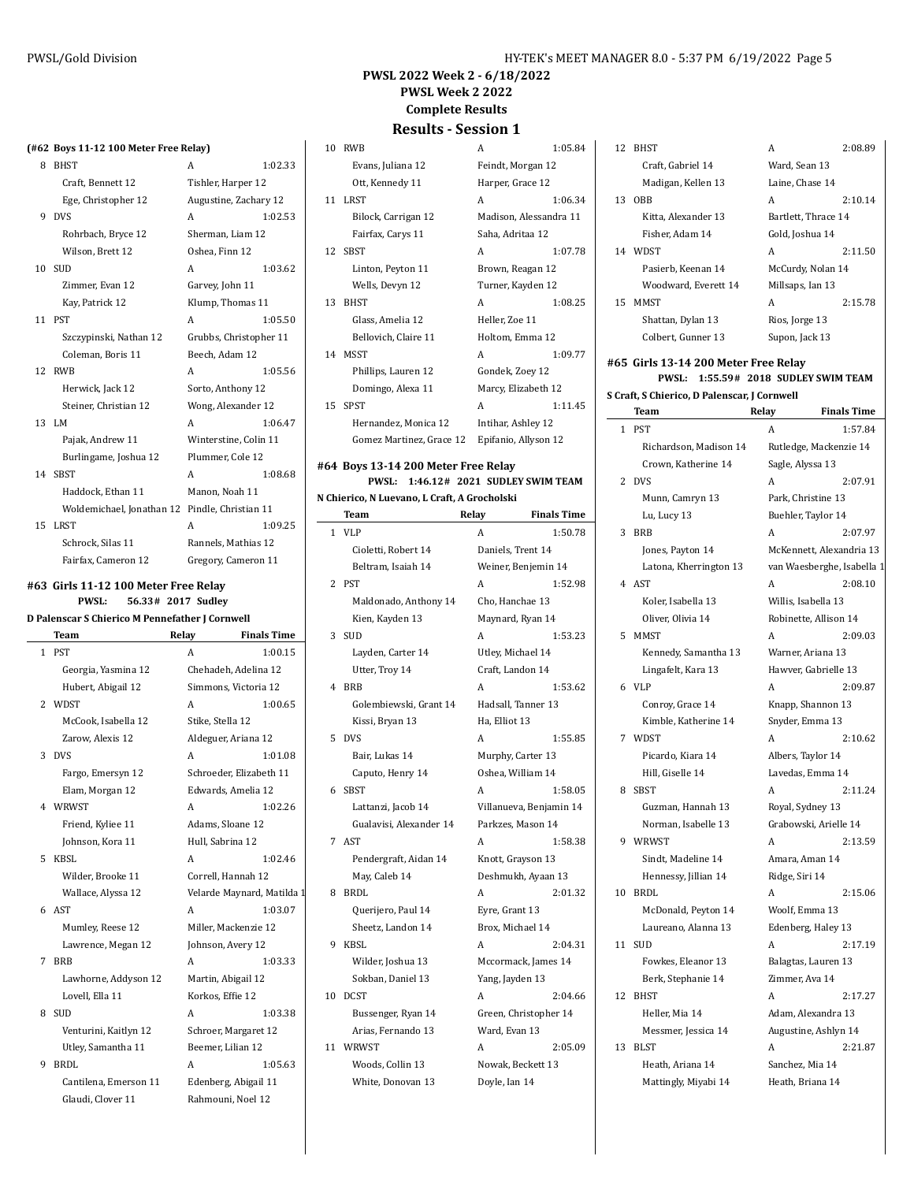## PWSL 2022 Week 2 - 6/18/2022
## PWSL Week 2 2022
## Complete Results
## Results - Session 1

### (#62 Boys 11-12 100 Meter Free Relay)

| | Team | Relay | Finals Time |
|---|---|---|---|
| 8 | BHST | A | 1:02.33 |
| | Craft, Bennett 12 | Tishler, Harper 12 | |
| | Ege, Christopher 12 | Augustine, Zachary 12 | |
| 9 | DVS | A | 1:02.53 |
| | Rohrbach, Bryce 12 | Sherman, Liam 12 | |
| | Wilson, Brett 12 | Oshea, Finn 12 | |
| 10 | SUD | A | 1:03.62 |
| | Zimmer, Evan 12 | Garvey, John 11 | |
| | Kay, Patrick 12 | Klump, Thomas 11 | |
| 11 | PST | A | 1:05.50 |
| | Szczypinski, Nathan 12 | Grubbs, Christopher 11 | |
| | Coleman, Boris 11 | Beech, Adam 12 | |
| 12 | RWB | A | 1:05.56 |
| | Herwick, Jack 12 | Sorto, Anthony 12 | |
| | Steiner, Christian 12 | Wong, Alexander 12 | |
| 13 | LM | A | 1:06.47 |
| | Pajak, Andrew 11 | Winterstine, Colin 11 | |
| | Burlingame, Joshua 12 | Plummer, Cole 12 | |
| 14 | SBST | A | 1:08.68 |
| | Haddock, Ethan 11 | Manon, Noah 11 | |
| | Woldemichael, Jonathan 12 | Pindle, Christian 11 | |
| 15 | LRST | A | 1:09.25 |
| | Schrock, Silas 11 | Rannels, Mathias 12 | |
| | Fairfax, Cameron 12 | Gregory, Cameron 11 | |

### #63 Girls 11-12 100 Meter Free Relay

**PWSL: 56.33# 2017 Sudley**

**D Palenscar S Chierico M Pennefather J Cornwell**

| | Team | Relay | Finals Time |
|---|---|---|---|
| 1 | PST | A | 1:00.15 |
| | Georgia, Yasmina 12 | Chehadeh, Adelina 12 | |
| | Hubert, Abigail 12 | Simmons, Victoria 12 | |
| 2 | WDST | A | 1:00.65 |
| | McCook, Isabella 12 | Stike, Stella 12 | |
| | Zarow, Alexis 12 | Aldeguer, Ariana 12 | |
| 3 | DVS | A | 1:01.08 |
| | Fargo, Emersyn 12 | Schroeder, Elizabeth 11 | |
| | Elam, Morgan 12 | Edwards, Amelia 12 | |
| 4 | WRWST | A | 1:02.26 |
| | Friend, Kyliee 11 | Adams, Sloane 12 | |
| | Johnson, Kora 11 | Hull, Sabrina 12 | |
| 5 | KBSL | A | 1:02.46 |
| | Wilder, Brooke 11 | Correll, Hannah 12 | |
| | Wallace, Alyssa 12 | Velarde Maynard, Matilda 1 | |
| 6 | AST | A | 1:03.07 |
| | Mumley, Reese 12 | Miller, Mackenzie 12 | |
| | Lawrence, Megan 12 | Johnson, Avery 12 | |
| 7 | BRB | A | 1:03.33 |
| | Lawhorne, Addyson 12 | Martin, Abigail 12 | |
| | Lovell, Ella 11 | Korkos, Effie 12 | |
| 8 | SUD | A | 1:03.38 |
| | Venturini, Kaitlyn 12 | Schroer, Margaret 12 | |
| | Utley, Samantha 11 | Beemer, Lilian 12 | |
| 9 | BRDL | A | 1:05.63 |
| | Cantilena, Emerson 11 | Edenberg, Abigail 11 | |
| | Glaudi, Clover 11 | Rahmouni, Noel 12 | |
| 10 | RWB | A | 1:05.84 |
| | Evans, Juliana 12 | Feindt, Morgan 12 | |
| | Ott, Kennedy 11 | Harper, Grace 12 | |
| 11 | LRST | A | 1:06.34 |
| | Bilock, Carrigan 12 | Madison, Alessandra 11 | |
| | Fairfax, Carys 11 | Saha, Adritaa 12 | |
| 12 | SBST | A | 1:07.78 |
| | Linton, Peyton 11 | Brown, Reagan 12 | |
| | Wells, Devyn 12 | Turner, Kayden 12 | |
| 13 | BHST | A | 1:08.25 |
| | Glass, Amelia 12 | Heller, Zoe 11 | |
| | Bellovich, Claire 11 | Holtom, Emma 12 | |
| 14 | MSST | A | 1:09.77 |
| | Phillips, Lauren 12 | Gondek, Zoey 12 | |
| | Domingo, Alexa 11 | Marcy, Elizabeth 12 | |
| 15 | SPST | A | 1:11.45 |
| | Hernandez, Monica 12 | Intihar, Ashley 12 | |
| | Gomez Martinez, Grace 12 | Epifanio, Allyson 12 | |

### #64 Boys 13-14 200 Meter Free Relay

**PWSL: 1:46.12# 2021 SUDLEY SWIM TEAM**

**N Chierico, N Luevano, L Craft, A Grocholski**

| | Team | Relay | Finals Time |
|---|---|---|---|
| 1 | VLP | A | 1:50.78 |
| | Cioletti, Robert 14 | Daniels, Trent 14 | |
| | Beltram, Isaiah 14 | Weiner, Benjemin 14 | |
| 2 | PST | A | 1:52.98 |
| | Maldonado, Anthony 14 | Cho, Hanchae 13 | |
| | Kien, Kayden 13 | Maynard, Ryan 14 | |
| 3 | SUD | A | 1:53.23 |
| | Layden, Carter 14 | Utley, Michael 14 | |
| | Utter, Troy 14 | Craft, Landon 14 | |
| 4 | BRB | A | 1:53.62 |
| | Golembiewski, Grant 14 | Hadsall, Tanner 13 | |
| | Kissi, Bryan 13 | Ha, Elliot 13 | |
| 5 | DVS | A | 1:55.85 |
| | Bair, Lukas 14 | Murphy, Carter 13 | |
| | Caputo, Henry 14 | Oshea, William 14 | |
| 6 | SBST | A | 1:58.05 |
| | Lattanzi, Jacob 14 | Villanueva, Benjamin 14 | |
| | Gualavisi, Alexander 14 | Parkzes, Mason 14 | |
| 7 | AST | A | 1:58.38 |
| | Pendergraft, Aidan 14 | Knott, Grayson 13 | |
| | May, Caleb 14 | Deshmukh, Ayaan 13 | |
| 8 | BRDL | A | 2:01.32 |
| | Querijero, Paul 14 | Eyre, Grant 13 | |
| | Sheetz, Landon 14 | Brox, Michael 14 | |
| 9 | KBSL | A | 2:04.31 |
| | Wilder, Joshua 13 | Mccormack, James 14 | |
| | Sokban, Daniel 13 | Yang, Jayden 13 | |
| 10 | DCST | A | 2:04.66 |
| | Bussenger, Ryan 14 | Green, Christopher 14 | |
| | Arias, Fernando 13 | Ward, Evan 13 | |
| 11 | WRWST | A | 2:05.09 |
| | Woods, Collin 13 | Nowak, Beckett 13 | |
| | White, Donovan 13 | Doyle, Ian 14 | |
| 12 | BHST | A | 2:08.89 |
| | Craft, Gabriel 14 | Ward, Sean 13 | |
| | Madigan, Kellen 13 | Laine, Chase 14 | |
| 13 | OBB | A | 2:10.14 |
| | Kitta, Alexander 13 | Bartlett, Thrace 14 | |
| | Fisher, Adam 14 | Gold, Joshua 14 | |
| 14 | WDST | A | 2:11.50 |
| | Pasierb, Keenan 14 | McCurdy, Nolan 14 | |
| | Woodward, Everett 14 | Millsaps, Ian 13 | |
| 15 | MMST | A | 2:15.78 |
| | Shattan, Dylan 13 | Rios, Jorge 13 | |
| | Colbert, Gunner 13 | Supon, Jack 13 | |

### #65 Girls 13-14 200 Meter Free Relay

**PWSL: 1:55.59# 2018 SUDLEY SWIM TEAM**

**S Craft, S Chierico, D Palenscar, J Cornwell**

| | Team | Relay | Finals Time |
|---|---|---|---|
| 1 | PST | A | 1:57.84 |
| | Richardson, Madison 14 | Rutledge, Mackenzie 14 | |
| | Crown, Katherine 14 | Sagle, Alyssa 13 | |
| 2 | DVS | A | 2:07.91 |
| | Munn, Camryn 13 | Park, Christine 13 | |
| | Lu, Lucy 13 | Buehler, Taylor 14 | |
| 3 | BRB | A | 2:07.97 |
| | Jones, Payton 14 | McKennett, Alexandria 13 | |
| | Latona, Kherrington 13 | van Waesberghe, Isabella 1 | |
| 4 | AST | A | 2:08.10 |
| | Koler, Isabella 13 | Willis, Isabella 13 | |
| | Oliver, Olivia 14 | Robinette, Allison 14 | |
| 5 | MMST | A | 2:09.03 |
| | Kennedy, Samantha 13 | Warner, Ariana 13 | |
| | Lingafelt, Kara 13 | Hawver, Gabrielle 13 | |
| 6 | VLP | A | 2:09.87 |
| | Conroy, Grace 14 | Knapp, Shannon 13 | |
| | Kimble, Katherine 14 | Snyder, Emma 13 | |
| 7 | WDST | A | 2:10.62 |
| | Picardo, Kiara 14 | Albers, Taylor 14 | |
| | Hill, Giselle 14 | Lavedas, Emma 14 | |
| 8 | SBST | A | 2:11.24 |
| | Guzman, Hannah 13 | Royal, Sydney 13 | |
| | Norman, Isabelle 13 | Grabowski, Arielle 14 | |
| 9 | WRWST | A | 2:13.59 |
| | Sindt, Madeline 14 | Amara, Aman 14 | |
| | Hennessy, Jillian 14 | Ridge, Siri 14 | |
| 10 | BRDL | A | 2:15.06 |
| | McDonald, Peyton 14 | Woolf, Emma 13 | |
| | Laureano, Alanna 13 | Edenberg, Haley 13 | |
| 11 | SUD | A | 2:17.19 |
| | Fowkes, Eleanor 13 | Balagtas, Lauren 13 | |
| | Berk, Stephanie 14 | Zimmer, Ava 14 | |
| 12 | BHST | A | 2:17.27 |
| | Heller, Mia 14 | Adam, Alexandra 13 | |
| | Messmer, Jessica 14 | Augustine, Ashlyn 14 | |
| 13 | BLST | A | 2:21.87 |
| | Heath, Ariana 14 | Sanchez, Mia 14 | |
| | Mattingly, Miyabi 14 | Heath, Briana 14 | |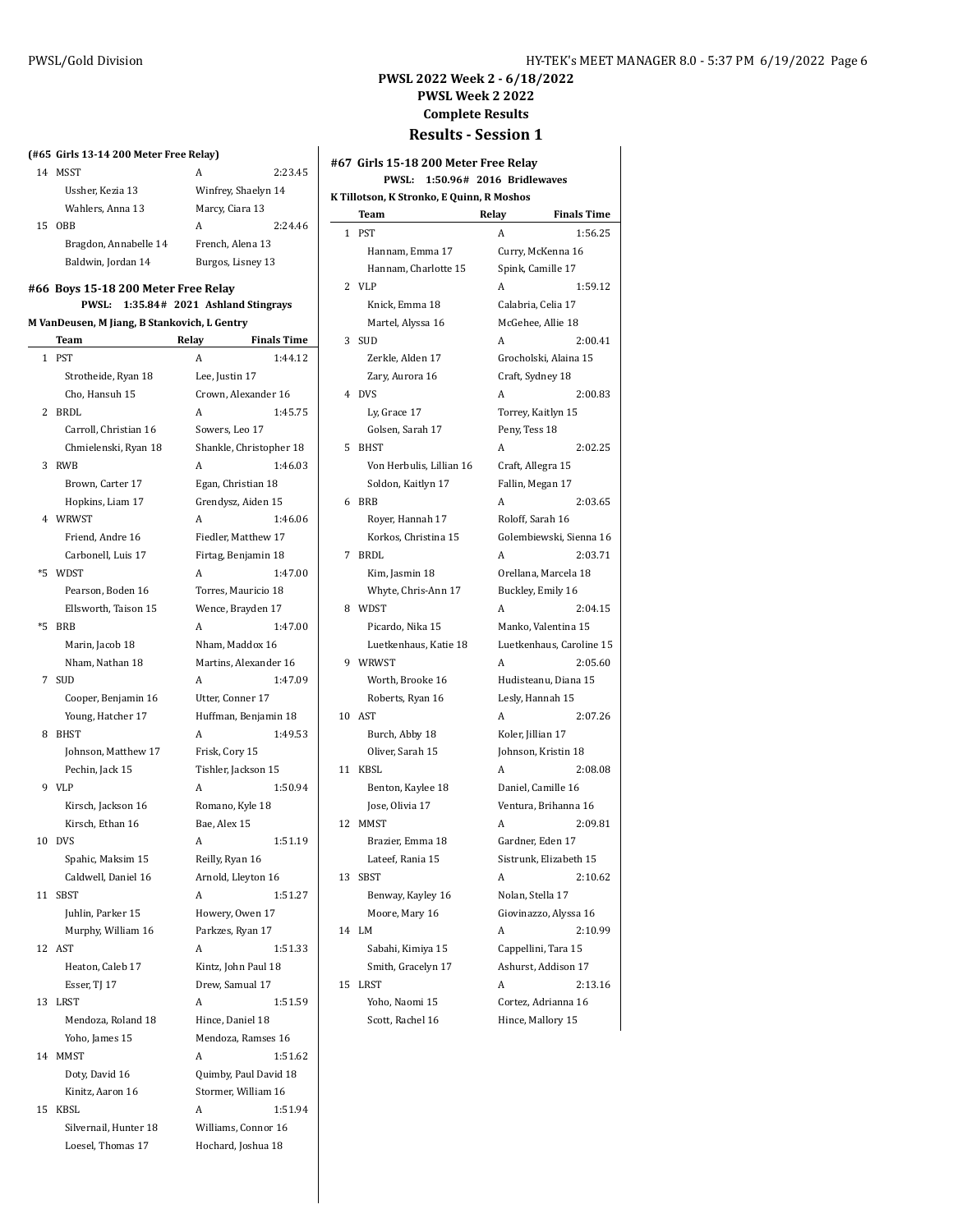## PWSL 2022 Week 2 - 6/18/2022

### PWSL Week 2 2022

**Complete Results**

## Results - Session 1

**(#65 Girls 13-14 200 Meter Free Relay)**

| | Team | Relay | Finals Time |
|---|---|---|---|
| 14 | MSST | A | 2:23.45 |
| | Ussher, Kezia 13 | Winfrey, Shaelyn 14 | |
| | Wahlers, Anna 13 | Marcy, Ciara 13 | |
| 15 | OBB | A | 2:24.46 |
| | Bragdon, Annabelle 14 | French, Alena 13 | |
| | Baldwin, Jordan 14 | Burgos, Lisney 13 | |

### #66 Boys 15-18 200 Meter Free Relay

**PWSL: 1:35.84# 2021 Ashland Stingrays**

**M VanDeusen, M Jiang, B Stankovich, L Gentry**

| | Team | Relay | Finals Time |
|---|---|---|---|
| 1 | PST | A | 1:44.12 |
| | Strotheide, Ryan 18 | Lee, Justin 17 | |
| | Cho, Hansuh 15 | Crown, Alexander 16 | |
| 2 | BRDL | A | 1:45.75 |
| | Carroll, Christian 16 | Sowers, Leo 17 | |
| | Chmielenski, Ryan 18 | Shankle, Christopher 18 | |
| 3 | RWB | A | 1:46.03 |
| | Brown, Carter 17 | Egan, Christian 18 | |
| | Hopkins, Liam 17 | Grendysz, Aiden 15 | |
| 4 | WRWST | A | 1:46.06 |
| | Friend, Andre 16 | Fiedler, Matthew 17 | |
| | Carbonell, Luis 17 | Firtag, Benjamin 18 | |
| *5 | WDST | A | 1:47.00 |
| | Pearson, Boden 16 | Torres, Mauricio 18 | |
| | Ellsworth, Taison 15 | Wence, Brayden 17 | |
| *5 | BRB | A | 1:47.00 |
| | Marin, Jacob 18 | Nham, Maddox 16 | |
| | Nham, Nathan 18 | Martins, Alexander 16 | |
| 7 | SUD | A | 1:47.09 |
| | Cooper, Benjamin 16 | Utter, Conner 17 | |
| | Young, Hatcher 17 | Huffman, Benjamin 18 | |
| 8 | BHST | A | 1:49.53 |
| | Johnson, Matthew 17 | Frisk, Cory 15 | |
| | Pechin, Jack 15 | Tishler, Jackson 15 | |
| 9 | VLP | A | 1:50.94 |
| | Kirsch, Jackson 16 | Romano, Kyle 18 | |
| | Kirsch, Ethan 16 | Bae, Alex 15 | |
| 10 | DVS | A | 1:51.19 |
| | Spahic, Maksim 15 | Reilly, Ryan 16 | |
| | Caldwell, Daniel 16 | Arnold, Lleyton 16 | |
| 11 | SBST | A | 1:51.27 |
| | Juhlin, Parker 15 | Howery, Owen 17 | |
| | Murphy, William 16 | Parkzes, Ryan 17 | |
| 12 | AST | A | 1:51.33 |
| | Heaton, Caleb 17 | Kintz, John Paul 18 | |
| | Esser, TJ 17 | Drew, Samual 17 | |
| 13 | LRST | A | 1:51.59 |
| | Mendoza, Roland 18 | Hince, Daniel 18 | |
| | Yoho, James 15 | Mendoza, Ramses 16 | |
| 14 | MMST | A | 1:51.62 |
| | Doty, David 16 | Quimby, Paul David 18 | |
| | Kinitz, Aaron 16 | Stormer, William 16 | |
| 15 | KBSL | A | 1:51.94 |
| | Silvernail, Hunter 18 | Williams, Connor 16 | |
| | Loesel, Thomas 17 | Hochard, Joshua 18 | |

### #67 Girls 15-18 200 Meter Free Relay

**PWSL: 1:50.96# 2016 Bridlewaves**

**K Tillotson, K Stronko, E Quinn, R Moshos**

| | Team | Relay | Finals Time |
|---|---|---|---|
| 1 | PST | A | 1:56.25 |
| | Hannam, Emma 17 | Curry, McKenna 16 | |
| | Hannam, Charlotte 15 | Spink, Camille 17 | |
| 2 | VLP | A | 1:59.12 |
| | Knick, Emma 18 | Calabria, Celia 17 | |
| | Martel, Alyssa 16 | McGehee, Allie 18 | |
| 3 | SUD | A | 2:00.41 |
| | Zerkle, Alden 17 | Grocholski, Alaina 15 | |
| | Zary, Aurora 16 | Craft, Sydney 18 | |
| 4 | DVS | A | 2:00.83 |
| | Ly, Grace 17 | Torrey, Kaitlyn 15 | |
| | Golsen, Sarah 17 | Peny, Tess 18 | |
| 5 | BHST | A | 2:02.25 |
| | Von Herbulis, Lillian 16 | Craft, Allegra 15 | |
| | Soldon, Kaitlyn 17 | Fallin, Megan 17 | |
| 6 | BRB | A | 2:03.65 |
| | Royer, Hannah 17 | Roloff, Sarah 16 | |
| | Korkos, Christina 15 | Golembiewski, Sienna 16 | |
| 7 | BRDL | A | 2:03.71 |
| | Kim, Jasmin 18 | Orellana, Marcela 18 | |
| | Whyte, Chris-Ann 17 | Buckley, Emily 16 | |
| 8 | WDST | A | 2:04.15 |
| | Picardo, Nika 15 | Manko, Valentina 15 | |
| | Luetkenhaus, Katie 18 | Luetkenhaus, Caroline 15 | |
| 9 | WRWST | A | 2:05.60 |
| | Worth, Brooke 16 | Hudisteanu, Diana 15 | |
| | Roberts, Ryan 16 | Lesly, Hannah 15 | |
| 10 | AST | A | 2:07.26 |
| | Burch, Abby 18 | Koler, Jillian 17 | |
| | Oliver, Sarah 15 | Johnson, Kristin 18 | |
| 11 | KBSL | A | 2:08.08 |
| | Benton, Kaylee 18 | Daniel, Camille 16 | |
| | Jose, Olivia 17 | Ventura, Brihanna 16 | |
| 12 | MMST | A | 2:09.81 |
| | Brazier, Emma 18 | Gardner, Eden 17 | |
| | Lateef, Rania 15 | Sistrunk, Elizabeth 15 | |
| 13 | SBST | A | 2:10.62 |
| | Benway, Kayley 16 | Nolan, Stella 17 | |
| | Moore, Mary 16 | Giovinazzo, Alyssa 16 | |
| 14 | LM | A | 2:10.99 |
| | Sabahi, Kimiya 15 | Cappellini, Tara 15 | |
| | Smith, Gracelyn 17 | Ashurst, Addison 17 | |
| 15 | LRST | A | 2:13.16 |
| | Yoho, Naomi 15 | Cortez, Adrianna 16 | |
| | Scott, Rachel 16 | Hince, Mallory 15 | |